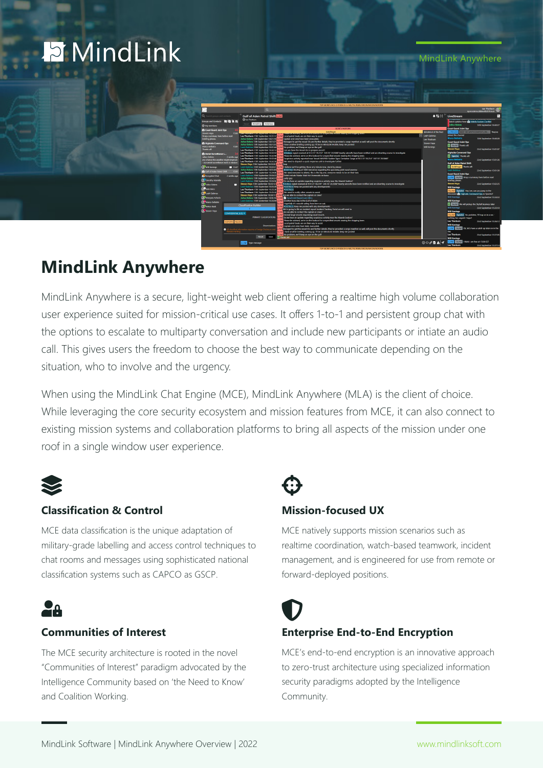# MindLink

MindLink Anywhere

## MindLink Anywhere

MindLink Anywhere is a secure, light-weight web client offering a realtime high volume collaboration user experience suited for mission-critical use cases. It offers 1-to-1 and persistent group chat with the options to escalate to multiparty conversation and include new participants or intiate an audio call. This gives users the freedom to choose the best way to communicate depending on the situation, who to involve and the urgency.

When using the MindLink Chat Engine (MCE), MindLink Anywhere (MLA) is the client of choice. While leveraging the core security ecosystem and mission features from MCE, it can also connect to existing mission systems and collaboration platforms to bring all aspects of the mission under one roof in a single window user experience.

### Classification & Control

MCE data classification is the unique adaptation of military-grade labelling and access control techniques to chat rooms and messages using sophisticated national classification systems such as CAPCO as GSCP.

### Mission-focused UX

MCE natively supports mission scenarios such as realtime coordination, watch-based teamwork, incident management, and is engineered for use from remote or forward-deployed positions.

### Communities of Interest

The MCE security architecture is rooted in the novel "Communities of Interest" paradigm advocated by the Intelligence Community based on 'the Need to Know' and Coalition Working.

### Enterprise End-to-End Encryption

MCE's end-to-end encryption is an innovative approach to zero-trust architecture using specialized information security paradigms adopted by the Intelligence Community.

MindLink Software | MindLink Anywhere Overview | 2022

www.mindlinksoft.com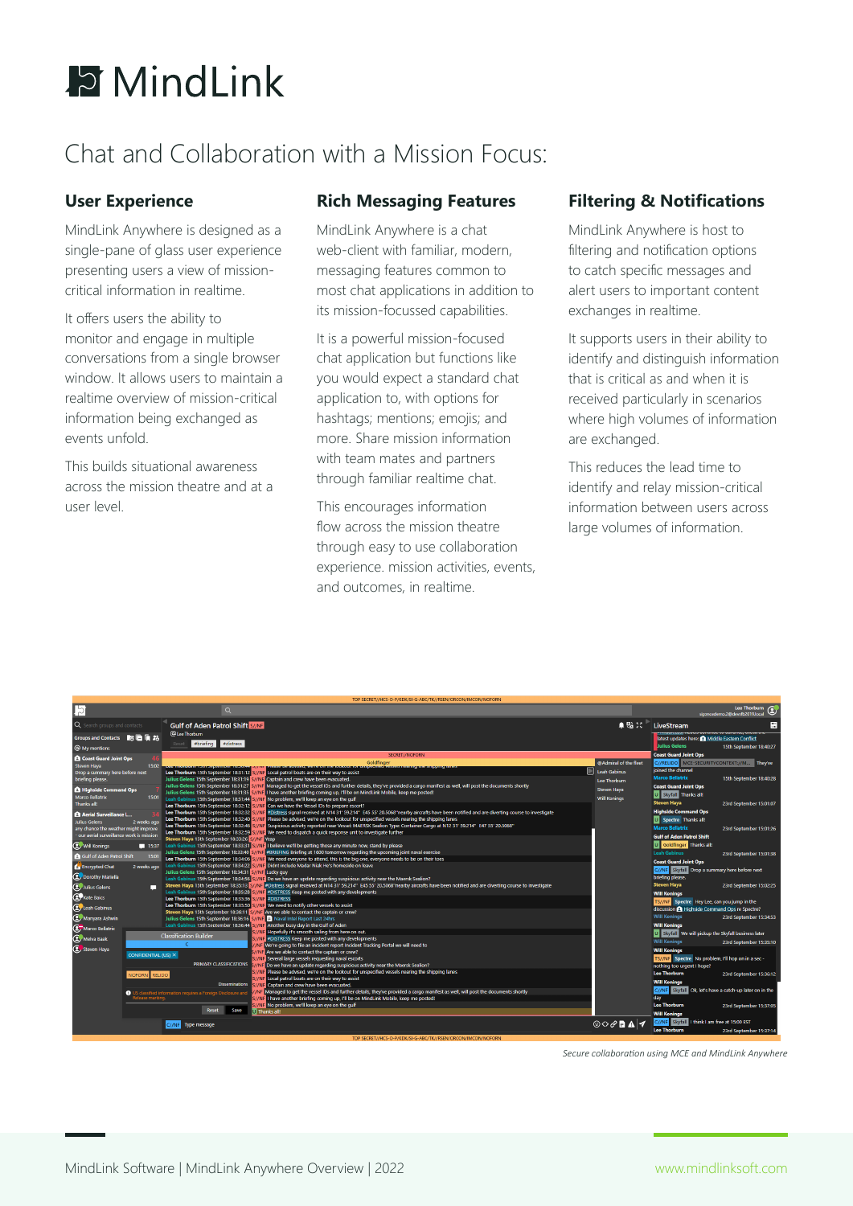# MindLink

## Chat and Collaboration with a Mission Focus:

### User Experience

MindLink Anywhere is designed as a single-pane of glass user experience presenting users a view of mission-critical information in realtime.

It offers users the ability to monitor and engage in multiple conversations from a single browser window. It allows users to maintain a realtime overview of mission-critical information being exchanged as events unfold.

This builds situational awareness across the mission theatre and at a user level.

### Rich Messaging Features

MindLink Anywhere is a chat web-client with familiar, modern, messaging features common to most chat applications in addition to its mission-focussed capabilities.

It is a powerful mission-focused chat application but functions like you would expect a standard chat application to, with options for hashtags; mentions; emojis; and more. Share mission information with team mates and partners through familiar realtime chat.

This encourages information flow across the mission theatre through easy to use collaboration experience. mission activities, events, and outcomes, in realtime.

### Filtering & Notifications

MindLink Anywhere is host to filtering and notification options to catch specific messages and alert users to important content exchanges in realtime.

It supports users in their ability to identify and distinguish information that is critical as and when it is received particularly in scenarios where high volumes of information are exchanged.

This reduces the lead time to identify and relay mission-critical information between users across large volumes of information.

*Secure collaboration using MCE and MindLink Anywhere*

MindLink Software | MindLink Anywhere Overview | 2022

www.mindlinksoft.com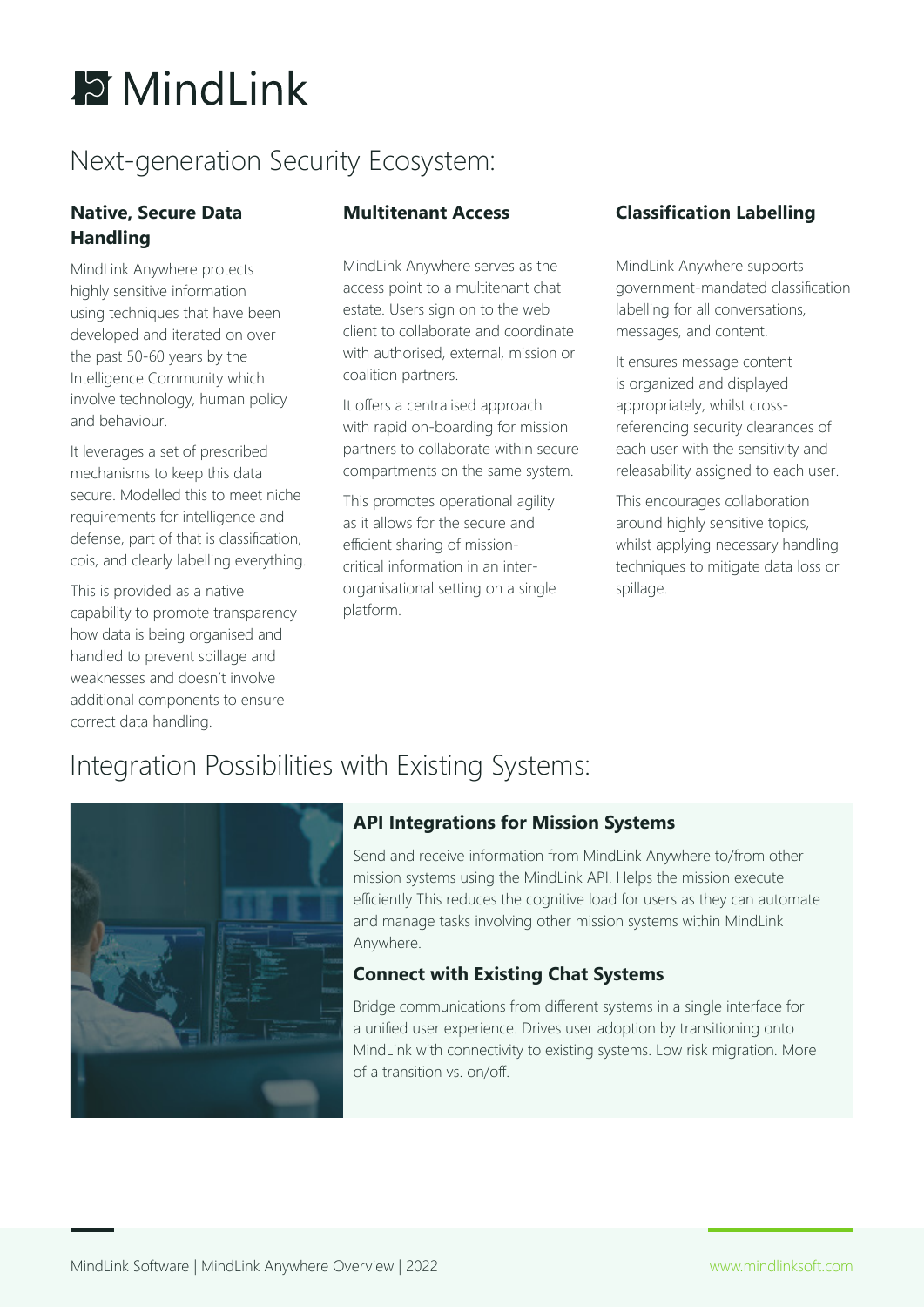# MindLink

## Next-generation Security Ecosystem:

### Native, Secure Data Handling

MindLink Anywhere protects highly sensitive information using techniques that have been developed and iterated on over the past 50-60 years by the Intelligence Community which involve technology, human policy and behaviour.

It leverages a set of prescribed mechanisms to keep this data secure. Modelled this to meet niche requirements for intelligence and defense, part of that is classification, cois, and clearly labelling everything.

This is provided as a native capability to promote transparency how data is being organised and handled to prevent spillage and weaknesses and doesn't involve additional components to ensure correct data handling.

### Multitenant Access

MindLink Anywhere serves as the access point to a multitenant chat estate. Users sign on to the web client to collaborate and coordinate with authorised, external, mission or coalition partners.

It offers a centralised approach with rapid on-boarding for mission partners to collaborate within secure compartments on the same system.

This promotes operational agility as it allows for the secure and efficient sharing of mission-critical information in an inter-organisational setting on a single platform.

### Classification Labelling

MindLink Anywhere supports government-mandated classification labelling for all conversations, messages, and content.

It ensures message content is organized and displayed appropriately, whilst cross-referencing security clearances of each user with the sensitivity and releasability assigned to each user.

This encourages collaboration around highly sensitive topics, whilst applying necessary handling techniques to mitigate data loss or spillage.

## Integration Possibilities with Existing Systems:

### API Integrations for Mission Systems

Send and receive information from MindLink Anywhere to/from other mission systems using the MindLink API. Helps the mission execute efficiently This reduces the cognitive load for users as they can automate and manage tasks involving other mission systems within MindLink Anywhere.

### Connect with Existing Chat Systems

Bridge communications from different systems in a single interface for a unified user experience. Drives user adoption by transitioning onto MindLink with connectivity to existing systems. Low risk migration. More of a transition vs. on/off.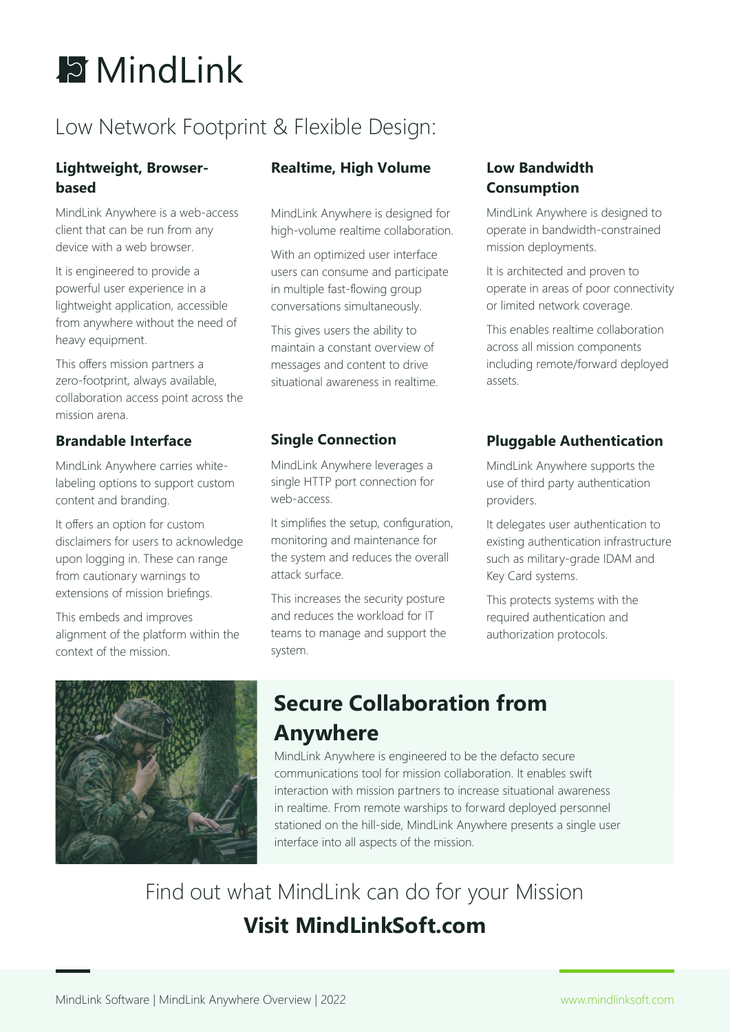# MindLink

## Low Network Footprint & Flexible Design:

### Lightweight, Browser-based

MindLink Anywhere is a web-access client that can be run from any device with a web browser.

It is engineered to provide a powerful user experience in a lightweight application, accessible from anywhere without the need of heavy equipment.

This offers mission partners a zero-footprint, always available, collaboration access point across the mission arena.

### Realtime, High Volume

MindLink Anywhere is designed for high-volume realtime collaboration.

With an optimized user interface users can consume and participate in multiple fast-flowing group conversations simultaneously.

This gives users the ability to maintain a constant overview of messages and content to drive situational awareness in realtime.

### Low Bandwidth Consumption

MindLink Anywhere is designed to operate in bandwidth-constrained mission deployments.

It is architected and proven to operate in areas of poor connectivity or limited network coverage.

This enables realtime collaboration across all mission components including remote/forward deployed assets.

### Brandable Interface

MindLink Anywhere carries white-labeling options to support custom content and branding.

It offers an option for custom disclaimers for users to acknowledge upon logging in. These can range from cautionary warnings to extensions of mission briefings.

This embeds and improves alignment of the platform within the context of the mission.

### Single Connection

MindLink Anywhere leverages a single HTTP port connection for web-access.

It simplifies the setup, configuration, monitoring and maintenance for the system and reduces the overall attack surface.

This increases the security posture and reduces the workload for IT teams to manage and support the system.

### Pluggable Authentication

MindLink Anywhere supports the use of third party authentication providers.

It delegates user authentication to existing authentication infrastructure such as military-grade IDAM and Key Card systems.

This protects systems with the required authentication and authorization protocols.

## Secure Collaboration from Anywhere

MindLink Anywhere is engineered to be the defacto secure communications tool for mission collaboration. It enables swift interaction with mission partners to increase situational awareness in realtime. From remote warships to forward deployed personnel stationed on the hill-side, MindLink Anywhere presents a single user interface into all aspects of the mission.

Find out what MindLink can do for your Mission

**Visit MindLinkSoft.com**